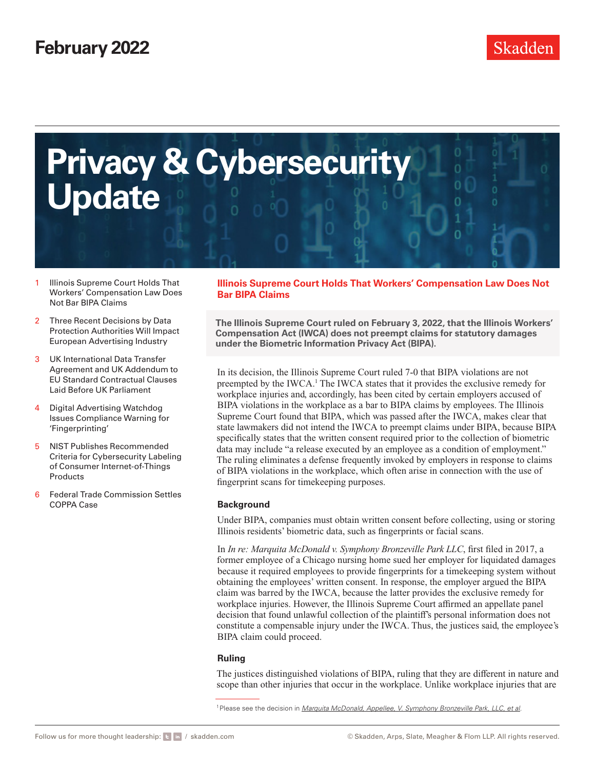February 2022

# Privacy & Cybersecurity Update

1. Illinois Supreme Court Holds That Workers' Compensation Law Does Not Bar BIPA Claims
2. Three Recent Decisions by Data Protection Authorities Will Impact European Advertising Industry
3. UK International Data Transfer Agreement and UK Addendum to EU Standard Contractual Clauses Laid Before UK Parliament
4. Digital Advertising Watchdog Issues Compliance Warning for 'Fingerprinting'
5. NIST Publishes Recommended Criteria for Cybersecurity Labeling of Consumer Internet-of-Things Products
6. Federal Trade Commission Settles COPPA Case

## Illinois Supreme Court Holds That Workers' Compensation Law Does Not Bar BIPA Claims

**The Illinois Supreme Court ruled on February 3, 2022, that the Illinois Workers' Compensation Act (IWCA) does not preempt claims for statutory damages under the Biometric Information Privacy Act (BIPA).**

In its decision, the Illinois Supreme Court ruled 7-0 that BIPA violations are not preempted by the IWCA.[1] The IWCA states that it provides the exclusive remedy for workplace injuries and, accordingly, has been cited by certain employers accused of BIPA violations in the workplace as a bar to BIPA claims by employees. The Illinois Supreme Court found that BIPA, which was passed after the IWCA, makes clear that state lawmakers did not intend the IWCA to preempt claims under BIPA, because BIPA specifically states that the written consent required prior to the collection of biometric data may include "a release executed by an employee as a condition of employment." The ruling eliminates a defense frequently invoked by employers in response to claims of BIPA violations in the workplace, which often arise in connection with the use of fingerprint scans for timekeeping purposes.

### Background

Under BIPA, companies must obtain written consent before collecting, using or storing Illinois residents' biometric data, such as fingerprints or facial scans.

In *In re: Marquita McDonald v. Symphony Bronzeville Park LLC*, first filed in 2017, a former employee of a Chicago nursing home sued her employer for liquidated damages because it required employees to provide fingerprints for a timekeeping system without obtaining the employees' written consent. In response, the employer argued the BIPA claim was barred by the IWCA, because the latter provides the exclusive remedy for workplace injuries. However, the Illinois Supreme Court affirmed an appellate panel decision that found unlawful collection of the plaintiff's personal information does not constitute a compensable injury under the IWCA. Thus, the justices said, the employee's BIPA claim could proceed.

### Ruling

The justices distinguished violations of BIPA, ruling that they are different in nature and scope than other injuries that occur in the workplace. Unlike workplace injuries that are

[1] Please see the decision in *Marquita McDonald, Appellee, V. Symphony Bronzeville Park, LLC, et al*.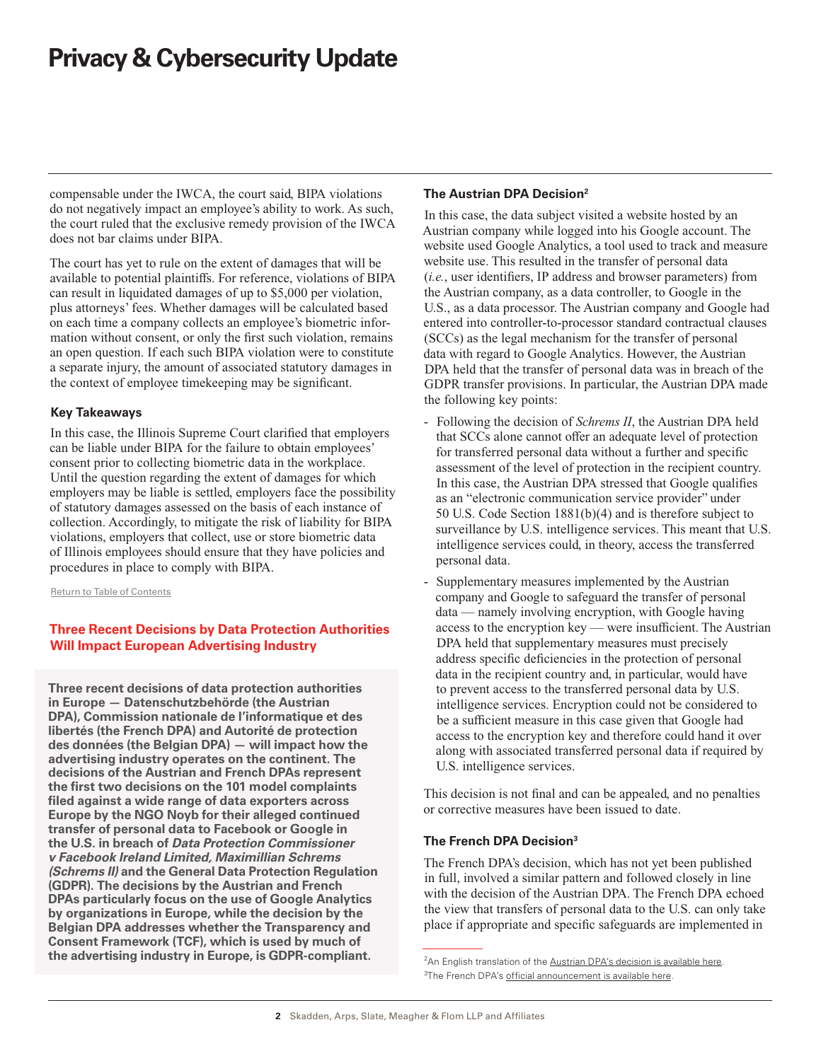compensable under the IWCA, the court said, BIPA violations do not negatively impact an employee's ability to work. As such, the court ruled that the exclusive remedy provision of the IWCA does not bar claims under BIPA.

The court has yet to rule on the extent of damages that will be available to potential plaintiffs. For reference, violations of BIPA can result in liquidated damages of up to $5,000 per violation, plus attorneys' fees. Whether damages will be calculated based on each time a company collects an employee's biometric information without consent, or only the first such violation, remains an open question. If each such BIPA violation were to constitute a separate injury, the amount of associated statutory damages in the context of employee timekeeping may be significant.

### Key Takeaways

In this case, the Illinois Supreme Court clarified that employers can be liable under BIPA for the failure to obtain employees' consent prior to collecting biometric data in the workplace. Until the question regarding the extent of damages for which employers may be liable is settled, employers face the possibility of statutory damages assessed on the basis of each instance of collection. Accordingly, to mitigate the risk of liability for BIPA violations, employers that collect, use or store biometric data of Illinois employees should ensure that they have policies and procedures in place to comply with BIPA.

Return to Table of Contents

## Three Recent Decisions by Data Protection Authorities Will Impact European Advertising Industry

**Three recent decisions of data protection authorities in Europe — Datenschutzbehörde (the Austrian DPA), Commission nationale de l'informatique et des libertés (the French DPA) and Autorité de protection des données (the Belgian DPA) — will impact how the advertising industry operates on the continent. The decisions of the Austrian and French DPAs represent the first two decisions on the 101 model complaints filed against a wide range of data exporters across Europe by the NGO Noyb for their alleged continued transfer of personal data to Facebook or Google in the U.S. in breach of *Data Protection Commissioner v Facebook Ireland Limited, Maximillian Schrems (Schrems II)* and the General Data Protection Regulation (GDPR). The decisions by the Austrian and French DPAs particularly focus on the use of Google Analytics by organizations in Europe, while the decision by the Belgian DPA addresses whether the Transparency and Consent Framework (TCF), which is used by much of the advertising industry in Europe, is GDPR-compliant.**

### The Austrian DPA Decision[2]

In this case, the data subject visited a website hosted by an Austrian company while logged into his Google account. The website used Google Analytics, a tool used to track and measure website use. This resulted in the transfer of personal data (*i.e.*, user identifiers, IP address and browser parameters) from the Austrian company, as a data controller, to Google in the U.S., as a data processor. The Austrian company and Google had entered into controller-to-processor standard contractual clauses (SCCs) as the legal mechanism for the transfer of personal data with regard to Google Analytics. However, the Austrian DPA held that the transfer of personal data was in breach of the GDPR transfer provisions. In particular, the Austrian DPA made the following key points:

- Following the decision of *Schrems II*, the Austrian DPA held that SCCs alone cannot offer an adequate level of protection for transferred personal data without a further and specific assessment of the level of protection in the recipient country. In this case, the Austrian DPA stressed that Google qualifies as an "electronic communication service provider" under 50 U.S. Code Section 1881(b)(4) and is therefore subject to surveillance by U.S. intelligence services. This meant that U.S. intelligence services could, in theory, access the transferred personal data.
- Supplementary measures implemented by the Austrian company and Google to safeguard the transfer of personal data — namely involving encryption, with Google having access to the encryption key — were insufficient. The Austrian DPA held that supplementary measures must precisely address specific deficiencies in the protection of personal data in the recipient country and, in particular, would have to prevent access to the transferred personal data by U.S. intelligence services. Encryption could not be considered to be a sufficient measure in this case given that Google had access to the encryption key and therefore could hand it over along with associated transferred personal data if required by U.S. intelligence services.

This decision is not final and can be appealed, and no penalties or corrective measures have been issued to date.

### The French DPA Decision[3]

The French DPA's decision, which has not yet been published in full, involved a similar pattern and followed closely in line with the decision of the Austrian DPA. The French DPA echoed the view that transfers of personal data to the U.S. can only take place if appropriate and specific safeguards are implemented in

---

[2] An English translation of the Austrian DPA's decision is available here.

[3] The French DPA's official announcement is available here.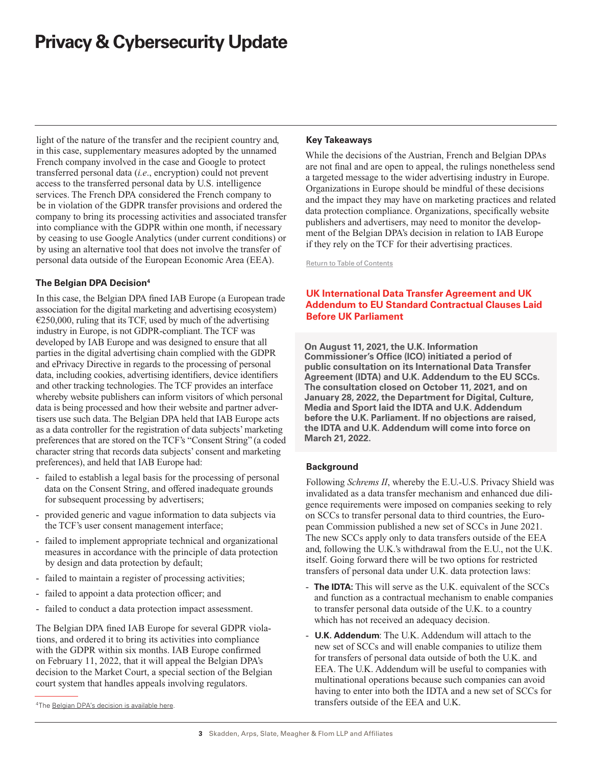light of the nature of the transfer and the recipient country and, in this case, supplementary measures adopted by the unnamed French company involved in the case and Google to protect transferred personal data (*i.e.*, encryption) could not prevent access to the transferred personal data by U.S. intelligence services. The French DPA considered the French company to be in violation of the GDPR transfer provisions and ordered the company to bring its processing activities and associated transfer into compliance with the GDPR within one month, if necessary by ceasing to use Google Analytics (under current conditions) or by using an alternative tool that does not involve the transfer of personal data outside of the European Economic Area (EEA).

### The Belgian DPA Decision[4]

In this case, the Belgian DPA fined IAB Europe (a European trade association for the digital marketing and advertising ecosystem) €250,000, ruling that its TCF, used by much of the advertising industry in Europe, is not GDPR-compliant. The TCF was developed by IAB Europe and was designed to ensure that all parties in the digital advertising chain complied with the GDPR and ePrivacy Directive in regards to the processing of personal data, including cookies, advertising identifiers, device identifiers and other tracking technologies. The TCF provides an interface whereby website publishers can inform visitors of which personal data is being processed and how their website and partner advertisers use such data. The Belgian DPA held that IAB Europe acts as a data controller for the registration of data subjects' marketing preferences that are stored on the TCF's "Consent String" (a coded character string that records data subjects' consent and marketing preferences), and held that IAB Europe had:

- failed to establish a legal basis for the processing of personal data on the Consent String, and offered inadequate grounds for subsequent processing by advertisers;
- provided generic and vague information to data subjects via the TCF's user consent management interface;
- failed to implement appropriate technical and organizational measures in accordance with the principle of data protection by design and data protection by default;
- failed to maintain a register of processing activities;
- failed to appoint a data protection officer; and
- failed to conduct a data protection impact assessment.

The Belgian DPA fined IAB Europe for several GDPR violations, and ordered it to bring its activities into compliance with the GDPR within six months. IAB Europe confirmed on February 11, 2022, that it will appeal the Belgian DPA's decision to the Market Court, a special section of the Belgian court system that handles appeals involving regulators.

[4] The Belgian DPA's decision is available here.

### Key Takeaways

While the decisions of the Austrian, French and Belgian DPAs are not final and are open to appeal, the rulings nonetheless send a targeted message to the wider advertising industry in Europe. Organizations in Europe should be mindful of these decisions and the impact they may have on marketing practices and related data protection compliance. Organizations, specifically website publishers and advertisers, may need to monitor the development of the Belgian DPA's decision in relation to IAB Europe if they rely on the TCF for their advertising practices.

Return to Table of Contents

## UK International Data Transfer Agreement and UK Addendum to EU Standard Contractual Clauses Laid Before UK Parliament

**On August 11, 2021, the U.K. Information Commissioner's Office (ICO) initiated a period of public consultation on its International Data Transfer Agreement (IDTA) and U.K. Addendum to the EU SCCs. The consultation closed on October 11, 2021, and on January 28, 2022, the Department for Digital, Culture, Media and Sport laid the IDTA and U.K. Addendum before the U.K. Parliament. If no objections are raised, the IDTA and U.K. Addendum will come into force on March 21, 2022.**

### Background

Following *Schrems II*, whereby the E.U.-U.S. Privacy Shield was invalidated as a data transfer mechanism and enhanced due diligence requirements were imposed on companies seeking to rely on SCCs to transfer personal data to third countries, the European Commission published a new set of SCCs in June 2021. The new SCCs apply only to data transfers outside of the EEA and, following the U.K.'s withdrawal from the E.U., not the U.K. itself. Going forward there will be two options for restricted transfers of personal data under U.K. data protection laws:

- **The IDTA:** This will serve as the U.K. equivalent of the SCCs and function as a contractual mechanism to enable companies to transfer personal data outside of the U.K. to a country which has not received an adequacy decision.
- **U.K. Addendum**: The U.K. Addendum will attach to the new set of SCCs and will enable companies to utilize them for transfers of personal data outside of both the U.K. and EEA. The U.K. Addendum will be useful to companies with multinational operations because such companies can avoid having to enter into both the IDTA and a new set of SCCs for transfers outside of the EEA and U.K.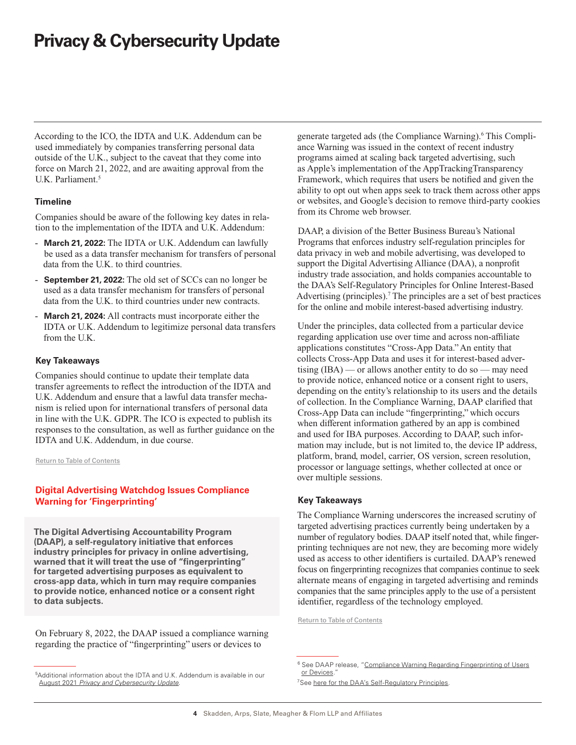According to the ICO, the IDTA and U.K. Addendum can be used immediately by companies transferring personal data outside of the U.K., subject to the caveat that they come into force on March 21, 2022, and are awaiting approval from the U.K. Parliament.[5]

### Timeline

Companies should be aware of the following key dates in relation to the implementation of the IDTA and U.K. Addendum:

- **March 21, 2022:** The IDTA or U.K. Addendum can lawfully be used as a data transfer mechanism for transfers of personal data from the U.K. to third countries.
- **September 21, 2022:** The old set of SCCs can no longer be used as a data transfer mechanism for transfers of personal data from the U.K. to third countries under new contracts.
- **March 21, 2024:** All contracts must incorporate either the IDTA or U.K. Addendum to legitimize personal data transfers from the U.K.

### Key Takeaways

Companies should continue to update their template data transfer agreements to reflect the introduction of the IDTA and U.K. Addendum and ensure that a lawful data transfer mechanism is relied upon for international transfers of personal data in line with the U.K. GDPR. The ICO is expected to publish its responses to the consultation, as well as further guidance on the IDTA and U.K. Addendum, in due course.

Return to Table of Contents

## Digital Advertising Watchdog Issues Compliance Warning for 'Fingerprinting'

**The Digital Advertising Accountability Program (DAAP), a self-regulatory initiative that enforces industry principles for privacy in online advertising, warned that it will treat the use of "fingerprinting" for targeted advertising purposes as equivalent to cross-app data, which in turn may require companies to provide notice, enhanced notice or a consent right to data subjects.**

On February 8, 2022, the DAAP issued a compliance warning regarding the practice of "fingerprinting" users or devices to generate targeted ads (the Compliance Warning).[6] This Compliance Warning was issued in the context of recent industry programs aimed at scaling back targeted advertising, such as Apple's implementation of the AppTrackingTransparency Framework, which requires that users be notified and given the ability to opt out when apps seek to track them across other apps or websites, and Google's decision to remove third-party cookies from its Chrome web browser.

DAAP, a division of the Better Business Bureau's National Programs that enforces industry self-regulation principles for data privacy in web and mobile advertising, was developed to support the Digital Advertising Alliance (DAA), a nonprofit industry trade association, and holds companies accountable to the DAA's Self-Regulatory Principles for Online Interest-Based Advertising (principles).[7] The principles are a set of best practices for the online and mobile interest-based advertising industry.

Under the principles, data collected from a particular device regarding application use over time and across non-affiliate applications constitutes "Cross-App Data." An entity that collects Cross-App Data and uses it for interest-based advertising (IBA) — or allows another entity to do so — may need to provide notice, enhanced notice or a consent right to users, depending on the entity's relationship to its users and the details of collection. In the Compliance Warning, DAAP clarified that Cross-App Data can include "fingerprinting," which occurs when different information gathered by an app is combined and used for IBA purposes. According to DAAP, such information may include, but is not limited to, the device IP address, platform, brand, model, carrier, OS version, screen resolution, processor or language settings, whether collected at once or over multiple sessions.

### Key Takeaways

The Compliance Warning underscores the increased scrutiny of targeted advertising practices currently being undertaken by a number of regulatory bodies. DAAP itself noted that, while fingerprinting techniques are not new, they are becoming more widely used as access to other identifiers is curtailed. DAAP's renewed focus on fingerprinting recognizes that companies continue to seek alternate means of engaging in targeted advertising and reminds companies that the same principles apply to the use of a persistent identifier, regardless of the technology employed.

Return to Table of Contents

---

[5] Additional information about the IDTA and U.K. Addendum is available in our August 2021 *Privacy and Cybersecurity Update*.

[6] See DAAP release, "Compliance Warning Regarding Fingerprinting of Users or Devices."

[7] See here for the DAA's Self-Regulatory Principles.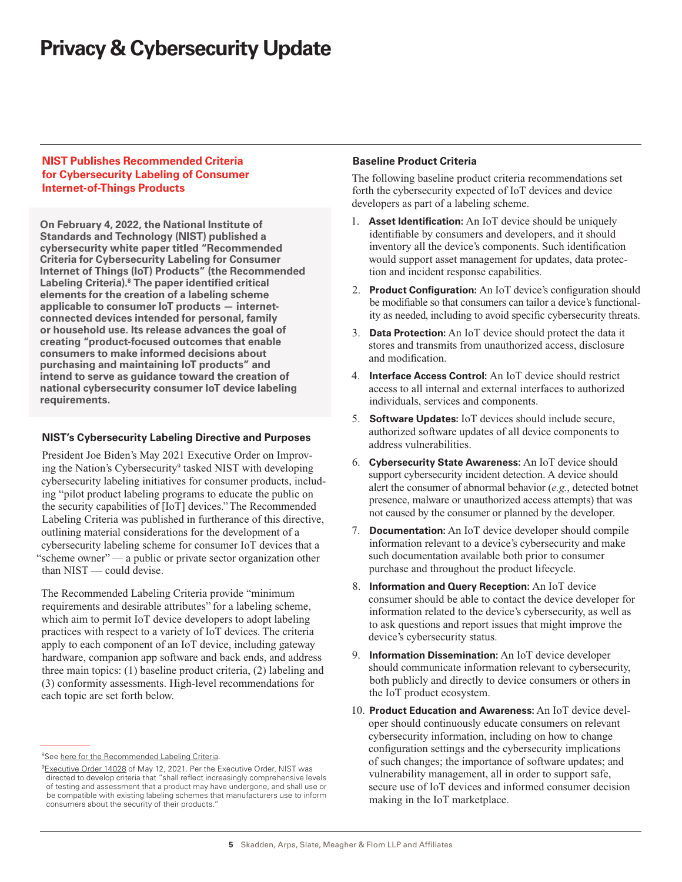## NIST Publishes Recommended Criteria for Cybersecurity Labeling of Consumer Internet-of-Things Products

**On February 4, 2022, the National Institute of Standards and Technology (NIST) published a cybersecurity white paper titled "Recommended Criteria for Cybersecurity Labeling for Consumer Internet of Things (IoT) Products" (the Recommended Labeling Criteria).[8] The paper identified critical elements for the creation of a labeling scheme applicable to consumer IoT products — internet-connected devices intended for personal, family or household use. Its release advances the goal of creating "product-focused outcomes that enable consumers to make informed decisions about purchasing and maintaining IoT products" and intend to serve as guidance toward the creation of national cybersecurity consumer IoT device labeling requirements.**

### NIST's Cybersecurity Labeling Directive and Purposes

President Joe Biden's May 2021 Executive Order on Improving the Nation's Cybersecurity[9] tasked NIST with developing cybersecurity labeling initiatives for consumer products, including "pilot product labeling programs to educate the public on the security capabilities of [IoT] devices." The Recommended Labeling Criteria was published in furtherance of this directive, outlining material considerations for the development of a cybersecurity labeling scheme for consumer IoT devices that a "scheme owner" — a public or private sector organization other than NIST — could devise.

The Recommended Labeling Criteria provide "minimum requirements and desirable attributes" for a labeling scheme, which aim to permit IoT device developers to adopt labeling practices with respect to a variety of IoT devices. The criteria apply to each component of an IoT device, including gateway hardware, companion app software and back ends, and address three main topics: (1) baseline product criteria, (2) labeling and (3) conformity assessments. High-level recommendations for each topic are set forth below.

### Baseline Product Criteria

The following baseline product criteria recommendations set forth the cybersecurity expected of IoT devices and device developers as part of a labeling scheme.

1. **Asset Identification:** An IoT device should be uniquely identifiable by consumers and developers, and it should inventory all the device's components. Such identification would support asset management for updates, data protection and incident response capabilities.
2. **Product Configuration:** An IoT device's configuration should be modifiable so that consumers can tailor a device's functionality as needed, including to avoid specific cybersecurity threats.
3. **Data Protection:** An IoT device should protect the data it stores and transmits from unauthorized access, disclosure and modification.
4. **Interface Access Control:** An IoT device should restrict access to all internal and external interfaces to authorized individuals, services and components.
5. **Software Updates:** IoT devices should include secure, authorized software updates of all device components to address vulnerabilities.
6. **Cybersecurity State Awareness:** An IoT device should support cybersecurity incident detection. A device should alert the consumer of abnormal behavior (*e.g.*, detected botnet presence, malware or unauthorized access attempts) that was not caused by the consumer or planned by the developer.
7. **Documentation:** An IoT device developer should compile information relevant to a device's cybersecurity and make such documentation available both prior to consumer purchase and throughout the product lifecycle.
8. **Information and Query Reception:** An IoT device consumer should be able to contact the device developer for information related to the device's cybersecurity, as well as to ask questions and report issues that might improve the device's cybersecurity status.
9. **Information Dissemination:** An IoT device developer should communicate information relevant to cybersecurity, both publicly and directly to device consumers or others in the IoT product ecosystem.
10. **Product Education and Awareness:** An IoT device developer should continuously educate consumers on relevant cybersecurity information, including on how to change configuration settings and the cybersecurity implications of such changes; the importance of software updates; and vulnerability management, all in order to support safe, secure use of IoT devices and informed consumer decision making in the IoT marketplace.

---

[8] See here for the Recommended Labeling Criteria.

[9] Executive Order 14028 of May 12, 2021. Per the Executive Order, NIST was directed to develop criteria that "shall reflect increasingly comprehensive levels of testing and assessment that a product may have undergone, and shall use or be compatible with existing labeling schemes that manufacturers use to inform consumers about the security of their products."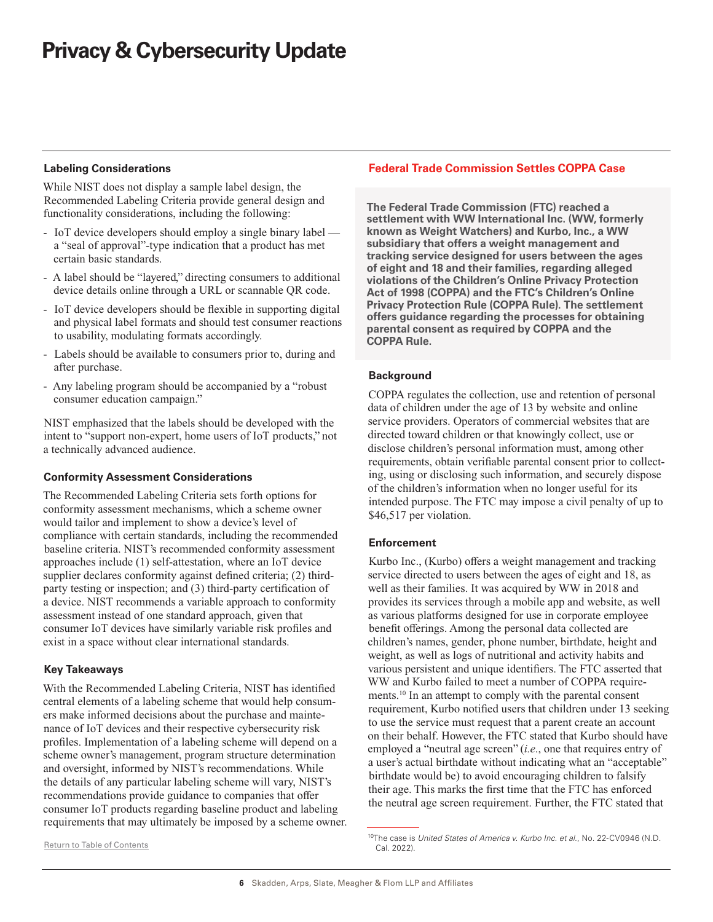### Labeling Considerations

While NIST does not display a sample label design, the Recommended Labeling Criteria provide general design and functionality considerations, including the following:

- IoT device developers should employ a single binary label — a "seal of approval"-type indication that a product has met certain basic standards.
- A label should be "layered," directing consumers to additional device details online through a URL or scannable QR code.
- IoT device developers should be flexible in supporting digital and physical label formats and should test consumer reactions to usability, modulating formats accordingly.
- Labels should be available to consumers prior to, during and after purchase.
- Any labeling program should be accompanied by a "robust consumer education campaign."

NIST emphasized that the labels should be developed with the intent to "support non-expert, home users of IoT products," not a technically advanced audience.

### Conformity Assessment Considerations

The Recommended Labeling Criteria sets forth options for conformity assessment mechanisms, which a scheme owner would tailor and implement to show a device's level of compliance with certain standards, including the recommended baseline criteria. NIST's recommended conformity assessment approaches include (1) self-attestation, where an IoT device supplier declares conformity against defined criteria; (2) third-party testing or inspection; and (3) third-party certification of a device. NIST recommends a variable approach to conformity assessment instead of one standard approach, given that consumer IoT devices have similarly variable risk profiles and exist in a space without clear international standards.

### Key Takeaways

With the Recommended Labeling Criteria, NIST has identified central elements of a labeling scheme that would help consumers make informed decisions about the purchase and maintenance of IoT devices and their respective cybersecurity risk profiles. Implementation of a labeling scheme will depend on a scheme owner's management, program structure determination and oversight, informed by NIST's recommendations. While the details of any particular labeling scheme will vary, NIST's recommendations provide guidance to companies that offer consumer IoT products regarding baseline product and labeling requirements that may ultimately be imposed by a scheme owner.

Return to Table of Contents

## Federal Trade Commission Settles COPPA Case

**The Federal Trade Commission (FTC) reached a settlement with WW International Inc. (WW, formerly known as Weight Watchers) and Kurbo, Inc., a WW subsidiary that offers a weight management and tracking service designed for users between the ages of eight and 18 and their families, regarding alleged violations of the Children's Online Privacy Protection Act of 1998 (COPPA) and the FTC's Children's Online Privacy Protection Rule (COPPA Rule). The settlement offers guidance regarding the processes for obtaining parental consent as required by COPPA and the COPPA Rule.**

### Background

COPPA regulates the collection, use and retention of personal data of children under the age of 13 by website and online service providers. Operators of commercial websites that are directed toward children or that knowingly collect, use or disclose children's personal information must, among other requirements, obtain verifiable parental consent prior to collecting, using or disclosing such information, and securely dispose of the children's information when no longer useful for its intended purpose. The FTC may impose a civil penalty of up to $46,517 per violation.

### Enforcement

Kurbo Inc., (Kurbo) offers a weight management and tracking service directed to users between the ages of eight and 18, as well as their families. It was acquired by WW in 2018 and provides its services through a mobile app and website, as well as various platforms designed for use in corporate employee benefit offerings. Among the personal data collected are children's names, gender, phone number, birthdate, height and weight, as well as logs of nutritional and activity habits and various persistent and unique identifiers. The FTC asserted that WW and Kurbo failed to meet a number of COPPA requirements.[10] In an attempt to comply with the parental consent requirement, Kurbo notified users that children under 13 seeking to use the service must request that a parent create an account on their behalf. However, the FTC stated that Kurbo should have employed a "neutral age screen" (*i.e.*, one that requires entry of a user's actual birthdate without indicating what an "acceptable" birthdate would be) to avoid encouraging children to falsify their age. This marks the first time that the FTC has enforced the neutral age screen requirement. Further, the FTC stated that

[10] The case is *United States of America v. Kurbo Inc. et al.*, No. 22-CV0946 (N.D. Cal. 2022).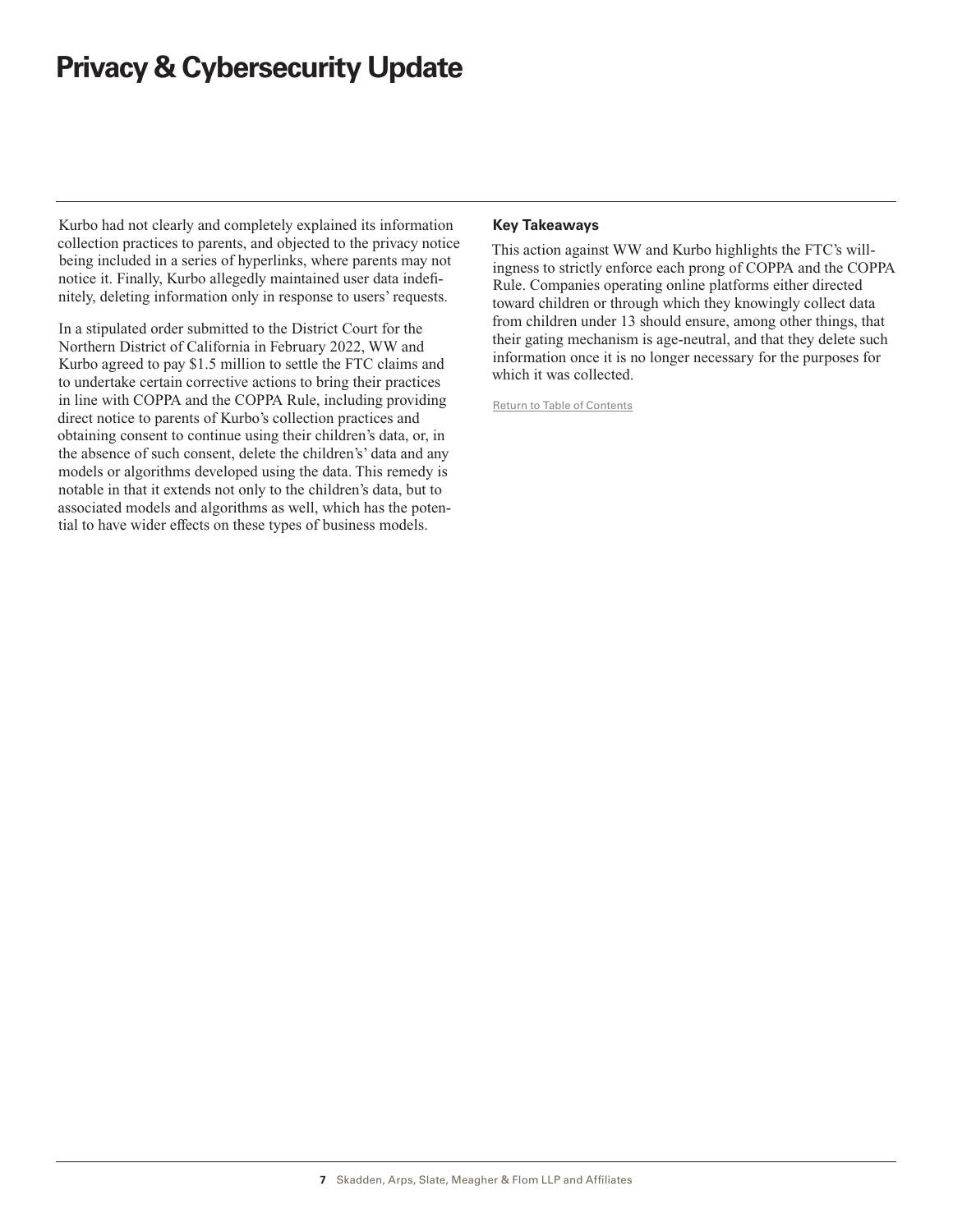Kurbo had not clearly and completely explained its information collection practices to parents, and objected to the privacy notice being included in a series of hyperlinks, where parents may not notice it. Finally, Kurbo allegedly maintained user data indefinitely, deleting information only in response to users' requests.

In a stipulated order submitted to the District Court for the Northern District of California in February 2022, WW and Kurbo agreed to pay $1.5 million to settle the FTC claims and to undertake certain corrective actions to bring their practices in line with COPPA and the COPPA Rule, including providing direct notice to parents of Kurbo's collection practices and obtaining consent to continue using their children's data, or, in the absence of such consent, delete the childrens' data and any models or algorithms developed using the data. This remedy is notable in that it extends not only to the children's data, but to associated models and algorithms as well, which has the potential to have wider effects on these types of business models.

### Key Takeaways

This action against WW and Kurbo highlights the FTC's willingness to strictly enforce each prong of COPPA and the COPPA Rule. Companies operating online platforms either directed toward children or through which they knowingly collect data from children under 13 should ensure, among other things, that their gating mechanism is age-neutral, and that they delete such information once it is no longer necessary for the purposes for which it was collected.

Return to Table of Contents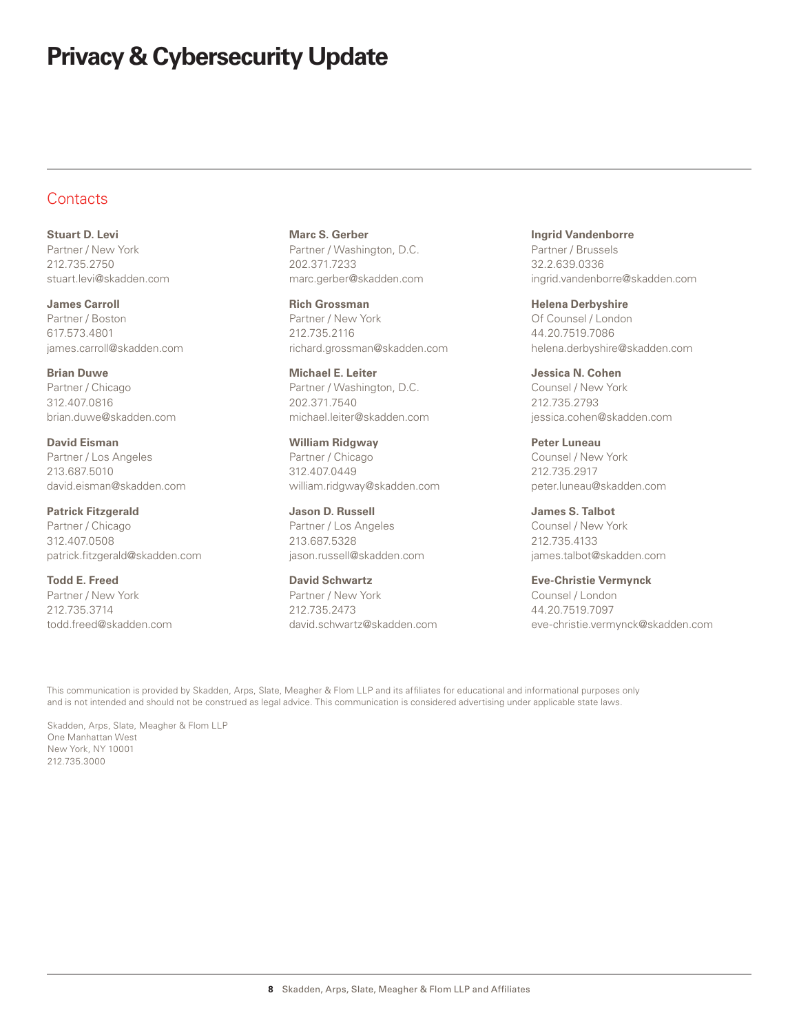# Privacy & Cybersecurity Update

## Contacts

**Stuart D. Levi**
Partner / New York
212.735.2750
stuart.levi@skadden.com

**James Carroll**
Partner / Boston
617.573.4801
james.carroll@skadden.com

**Brian Duwe**
Partner / Chicago
312.407.0816
brian.duwe@skadden.com

**David Eisman**
Partner / Los Angeles
213.687.5010
david.eisman@skadden.com

**Patrick Fitzgerald**
Partner / Chicago
312.407.0508
patrick.fitzgerald@skadden.com

**Todd E. Freed**
Partner / New York
212.735.3714
todd.freed@skadden.com

**Marc S. Gerber**
Partner / Washington, D.C.
202.371.7233
marc.gerber@skadden.com

**Rich Grossman**
Partner / New York
212.735.2116
richard.grossman@skadden.com

**Michael E. Leiter**
Partner / Washington, D.C.
202.371.7540
michael.leiter@skadden.com

**William Ridgway**
Partner / Chicago
312.407.0449
william.ridgway@skadden.com

**Jason D. Russell**
Partner / Los Angeles
213.687.5328
jason.russell@skadden.com

**David Schwartz**
Partner / New York
212.735.2473
david.schwartz@skadden.com

**Ingrid Vandenborre**
Partner / Brussels
32.2.639.0336
ingrid.vandenborre@skadden.com

**Helena Derbyshire**
Of Counsel / London
44.20.7519.7086
helena.derbyshire@skadden.com

**Jessica N. Cohen**
Counsel / New York
212.735.2793
jessica.cohen@skadden.com

**Peter Luneau**
Counsel / New York
212.735.2917
peter.luneau@skadden.com

**James S. Talbot**
Counsel / New York
212.735.4133
james.talbot@skadden.com

**Eve-Christie Vermynck**
Counsel / London
44.20.7519.7097
eve-christie.vermynck@skadden.com

This communication is provided by Skadden, Arps, Slate, Meagher & Flom LLP and its affiliates for educational and informational purposes only and is not intended and should not be construed as legal advice. This communication is considered advertising under applicable state laws.

Skadden, Arps, Slate, Meagher & Flom LLP
One Manhattan West
New York, NY 10001
212.735.3000